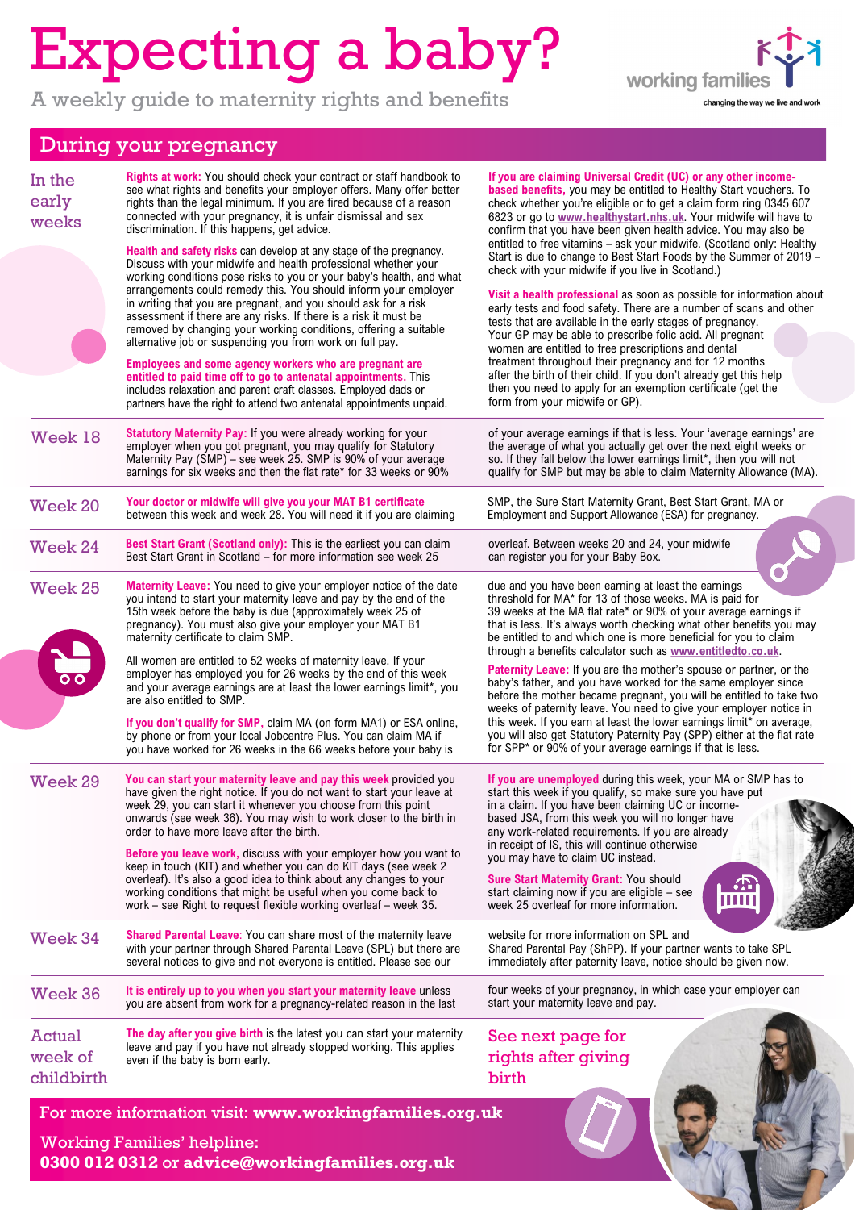# Expecting a baby?

A weekly guide to maternity rights and benefits

working families — changing the way we live and work

## During your pregnancy

### In the early weeks

**Rights at work:** You should check your contract or staff handbook to see what rights and benefits your employer offers. Many offer better rights than the legal minimum. If you are fired because of a reason connected with your pregnancy, it is unfair dismissal and sex discrimination. If this happens, get advice.

**Health and safety risks** can develop at any stage of the pregnancy. Discuss with your midwife and health professional whether your working conditions pose risks to you or your baby's health, and what arrangements could remedy this. You should inform your employer in writing that you are pregnant, and you should ask for a risk assessment if there are any risks. If there is a risk it must be removed by changing your working conditions, offering a suitable alternative job or suspending you from work on full pay.

**Employees and some agency workers who are pregnant are entitled to paid time off to go to antenatal appointments.** This includes relaxation and parent craft classes. Employed dads or partners have the right to attend two antenatal appointments unpaid.

**If you are claiming Universal Credit (UC) or any other income-based benefits,** you may be entitled to Healthy Start vouchers. To check whether you're eligible or to get a claim form ring 0345 607 6823 or go to www.healthystart.nhs.uk. Your midwife will have to confirm that you have been given health advice. You may also be entitled to free vitamins – ask your midwife. (Scotland only: Healthy Start is due to change to Best Start Foods by the Summer of 2019 – check with your midwife if you live in Scotland.)

**Visit a health professional** as soon as possible for information about early tests and food safety. There are a number of scans and other tests that are available in the early stages of pregnancy. Your GP may be able to prescribe folic acid. All pregnant women are entitled to free prescriptions and dental treatment throughout their pregnancy and for 12 months after the birth of their child. If you don't already get this help then you need to apply for an exemption certificate (get the form from your midwife or GP).

### Week 18

**Statutory Maternity Pay:** If you were already working for your employer when you got pregnant, you may qualify for Statutory Maternity Pay (SMP) – see week 25. SMP is 90% of your average earnings for six weeks and then the flat rate* for 33 weeks or 90% of your average earnings if that is less. Your 'average earnings' are the average of what you actually get over the next eight weeks or so. If they fall below the lower earnings limit*, then you will not qualify for SMP but may be able to claim Maternity Allowance (MA).

### Week 20

**Your doctor or midwife will give you your MAT B1 certificate** between this week and week 28. You will need it if you are claiming SMP, the Sure Start Maternity Grant, Best Start Grant, MA or Employment and Support Allowance (ESA) for pregnancy.

### Week 24

**Best Start Grant (Scotland only):** This is the earliest you can claim Best Start Grant in Scotland – for more information see week 25 overleaf. Between weeks 20 and 24, your midwife can register you for your Baby Box.

### Week 25

**Maternity Leave:** You need to give your employer notice of the date you intend to start your maternity leave and pay by the end of the 15th week before the baby is due (approximately week 25 of pregnancy). You must also give your employer your MAT B1 maternity certificate to claim SMP.

All women are entitled to 52 weeks of maternity leave. If your employer has employed you for 26 weeks by the end of this week and your average earnings are at least the lower earnings limit*, you are also entitled to SMP.

**If you don't qualify for SMP,** claim MA (on form MA1) or ESA online, by phone or from your local Jobcentre Plus. You can claim MA if you have worked for 26 weeks in the 66 weeks before your baby is due and you have been earning at least the earnings threshold for MA* for 13 of those weeks. MA is paid for 39 weeks at the MA flat rate* or 90% of your average earnings if that is less. It's always worth checking what other benefits you may be entitled to and which one is more beneficial for you to claim through a benefits calculator such as www.entitledto.co.uk.

**Paternity Leave:** If you are the mother's spouse or partner, or the baby's father, and you have worked for the same employer since before the mother became pregnant, you will be entitled to take two weeks of paternity leave. You need to give your employer notice in this week. If you earn at least the lower earnings limit* on average, you will also get Statutory Paternity Pay (SPP) either at the flat rate for SPP* or 90% of your average earnings if that is less.

### Week 29

**You can start your maternity leave and pay this week** provided you have given the right notice. If you do not want to start your leave at week 29, you can start it whenever you choose from this point onwards (see week 36). You may wish to work closer to the birth in order to have more leave after the birth.

**Before you leave work,** discuss with your employer how you want to keep in touch (KIT) and whether you can do KIT days (see week 2 overleaf). It's also a good idea to think about any changes to your working conditions that might be useful when you come back to work – see Right to request flexible working overleaf – week 35.

**If you are unemployed** during this week, your MA or SMP has to start this week if you qualify, so make sure you have put in a claim. If you have been claiming UC or income-based JSA, from this week you will no longer have any work-related requirements. If you are already in receipt of IS, this will continue otherwise you may have to claim UC instead.

**Sure Start Maternity Grant:** You should start claiming now if you are eligible – see week 25 overleaf for more information.

### Week 34

**Shared Parental Leave:** You can share most of the maternity leave with your partner through Shared Parental Leave (SPL) but there are several notices to give and not everyone is entitled. Please see our website for more information on SPL and Shared Parental Pay (ShPP). If your partner wants to take SPL immediately after paternity leave, notice should be given now.

### Week 36

**It is entirely up to you when you start your maternity leave** unless you are absent from work for a pregnancy-related reason in the last four weeks of your pregnancy, in which case your employer can start your maternity leave and pay.

### Actual week of childbirth

**The day after you give birth** is the latest you can start your maternity leave and pay if you have not already stopped working. This applies even if the baby is born early.

See next page for rights after giving birth

For more information visit: **www.workingfamilies.org.uk**

Working Families' helpline:
**0300 012 0312** or **advice@workingfamilies.org.uk**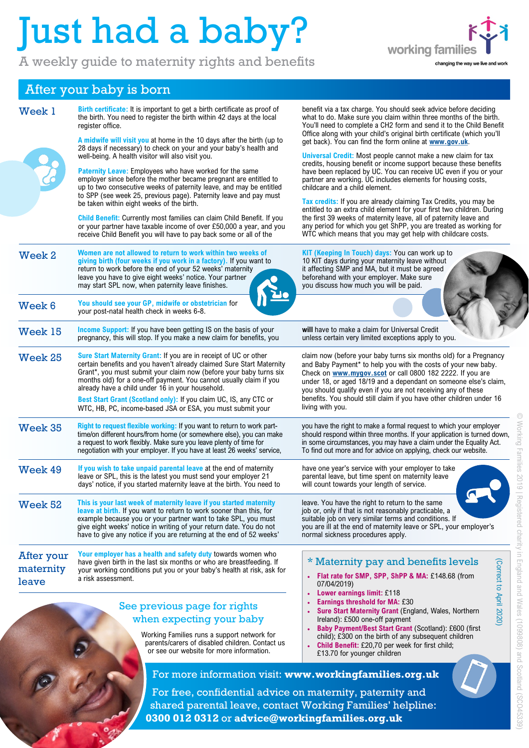# Just had a baby?

A weekly guide to maternity rights and benefits

working families
changing the way we live and work

## After your baby is born

### Week 1

**Birth certificate:** It is important to get a birth certificate as proof of the birth. You need to register the birth within 42 days at the local register office.

**A midwife will visit you** at home in the 10 days after the birth (up to 28 days if necessary) to check on your and your baby's health and well-being. A health visitor will also visit you.

**Paternity Leave:** Employees who have worked for the same employer since before the mother became pregnant are entitled to up to two consecutive weeks of paternity leave, and may be entitled to SPP (see week 25, previous page). Paternity leave and pay must be taken within eight weeks of the birth.

**Child Benefit:** Currently most families can claim Child Benefit. If you or your partner have taxable income of over £50,000 a year, and you receive Child Benefit you will have to pay back some or all of the benefit via a tax charge. You should seek advice before deciding what to do. Make sure you claim within three months of the birth. You'll need to complete a CH2 form and send it to the Child Benefit Office along with your child's original birth certificate (which you'll get back). You can find the form online at **www.gov.uk**.

**Universal Credit:** Most people cannot make a new claim for tax credits, housing benefit or income support because these benefits have been replaced by UC. You can receive UC even if you or your partner are working. UC includes elements for housing costs, childcare and a child element.

**Tax credits:** If you are already claiming Tax Credits, you may be entitled to an extra child element for your first two children. During the first 39 weeks of maternity leave, all of paternity leave and any period for which you get ShPP, you are treated as working for WTC which means that you may get help with childcare costs.

### Week 2

**Women are not allowed to return to work within two weeks of giving birth (four weeks if you work in a factory).** If you want to return to work before the end of your 52 weeks' maternity leave you have to give eight weeks' notice. Your partner may start SPL now, when paternity leave finishes.

**KIT (Keeping In Touch) days:** You can work up to 10 KIT days during your maternity leave without it affecting SMP and MA, but it must be agreed beforehand with your employer. Make sure you discuss how much you will be paid.

### Week 6

**You should see your GP, midwife or obstetrician** for your post-natal health check in weeks 6-8.

### Week 15

**Income Support:** If you have been getting IS on the basis of your pregnancy, this will stop. If you make a new claim for benefits, you **will** have to make a claim for Universal Credit unless certain very limited exceptions apply to you.

### Week 25

**Sure Start Maternity Grant:** If you are in receipt of UC or other certain benefits and you haven't already claimed Sure Start Maternity Grant*, you must submit your claim now (before your baby turns six months old) for a one-off payment. You cannot usually claim if you already have a child under 16 in your household.

**Best Start Grant (Scotland only):** If you claim UC, IS, any CTC or WTC, HB, PC, income-based JSA or ESA, you must submit your claim now (before your baby turns six months old) for a Pregnancy and Baby Payment* to help you with the costs of your new baby. Check on **www.mygov.scot** or call 0800 182 2222. If you are under 18, or aged 18/19 and a dependant on someone else's claim, you should qualify even if you are not receiving any of these benefits. You should still claim if you have other children under 16 living with you.

### Week 35

**Right to request flexible working:** If you want to return to work part-time/on different hours/from home (or somewhere else), you can make a request to work flexibly. Make sure you leave plenty of time for negotiation with your employer. If you have at least 26 weeks' service, you have the right to make a formal request to which your employer should respond within three months. If your application is turned down, in some circumstances, you may have a claim under the Equality Act. To find out more and for advice on applying, check our website.

### Week 49

**If you wish to take unpaid parental leave** at the end of maternity leave or SPL, this is the latest you must send your employer 21 days' notice, if you started maternity leave at the birth. You need to have one year's service with your employer to take parental leave, but time spent on maternity leave will count towards your length of service.

### Week 52

**This is your last week of maternity leave if you started maternity leave at birth.** If you want to return to work sooner than this, for example because you or your partner want to take SPL, you must give eight weeks' notice in writing of your return date. You do not have to give any notice if you are returning at the end of 52 weeks' leave. You have the right to return to the same job or, only if that is not reasonably practicable, a suitable job on very similar terms and conditions. If you are ill at the end of maternity leave or SPL, your employer's normal sickness procedures apply.

### After your maternity leave

**Your employer has a health and safety duty** towards women who have given birth in the last six months or who are breastfeeding. If your working conditions put you or your baby's health at risk, ask for a risk assessment.

## * Maternity pay and benefits levels

(Correct to April 2020)

- **Flat rate for SMP, SPP, ShPP & MA:** £148.68 (from 07/04/2019)
- **Lower earnings limit:** £118
- **Earnings threshold for MA:** £30
- **Sure Start Maternity Grant** (England, Wales, Northern Ireland): £500 one-off payment
- **Baby Payment/Best Start Grant** (Scotland): £600 (first child); £300 on the birth of any subsequent children
- **Child Benefit:** £20,70 per week for first child; £13.70 for younger children

See previous page for rights when expecting your baby

Working Families runs a support network for parents/carers of disabled children. Contact us or see our website for more information.

For more information visit: **www.workingfamilies.org.uk**

For free, confidential advice on maternity, paternity and shared parental leave, contact Working Families' helpline: **0300 012 0312** or **advice@workingfamilies.org.uk**

© Working Families 2019 | Registered charity in England and Wales (1099808) and Scotland (SC045339)